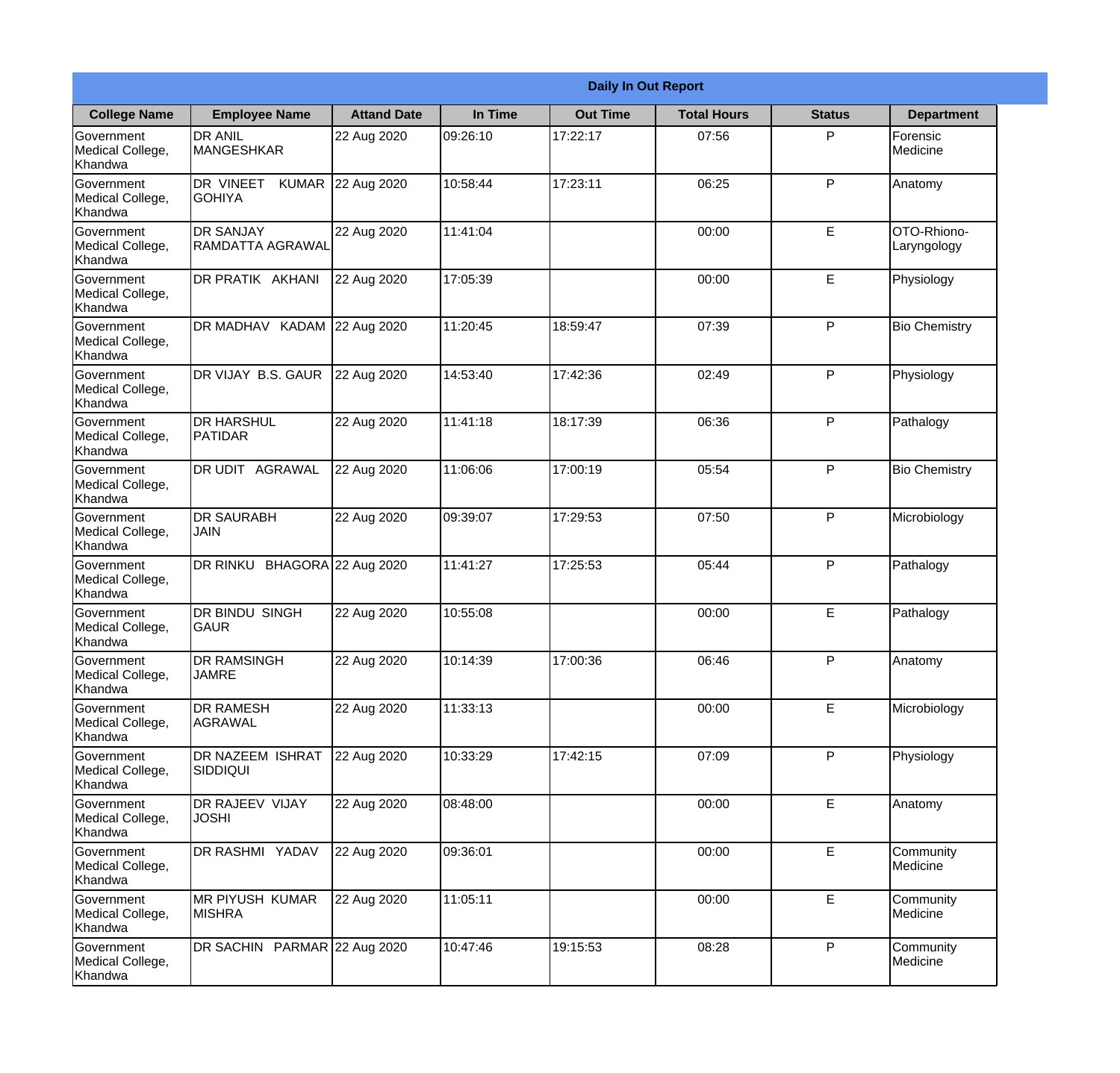**Daily In Out Report**

| College Name | Employee Name | Attand Date | In Time | Out Time | Total Hours | Status | Department |
|---|---|---|---|---|---|---|---|
| Government Medical College, Khandwa | DR ANIL MANGESHKAR | 22 Aug 2020 | 09:26:10 | 17:22:17 | 07:56 | P | Forensic Medicine |
| Government Medical College, Khandwa | DR VINEET KUMAR GOHIYA | 22 Aug 2020 | 10:58:44 | 17:23:11 | 06:25 | P | Anatomy |
| Government Medical College, Khandwa | DR SANJAY RAMDATTA AGRAWAL | 22 Aug 2020 | 11:41:04 | | 00:00 | E | OTO-Rhiono-Laryngology |
| Government Medical College, Khandwa | DR PRATIK AKHANI | 22 Aug 2020 | 17:05:39 | | 00:00 | E | Physiology |
| Government Medical College, Khandwa | DR MADHAV KADAM | 22 Aug 2020 | 11:20:45 | 18:59:47 | 07:39 | P | Bio Chemistry |
| Government Medical College, Khandwa | DR VIJAY B.S. GAUR | 22 Aug 2020 | 14:53:40 | 17:42:36 | 02:49 | P | Physiology |
| Government Medical College, Khandwa | DR HARSHUL PATIDAR | 22 Aug 2020 | 11:41:18 | 18:17:39 | 06:36 | P | Pathalogy |
| Government Medical College, Khandwa | DR UDIT AGRAWAL | 22 Aug 2020 | 11:06:06 | 17:00:19 | 05:54 | P | Bio Chemistry |
| Government Medical College, Khandwa | DR SAURABH JAIN | 22 Aug 2020 | 09:39:07 | 17:29:53 | 07:50 | P | Microbiology |
| Government Medical College, Khandwa | DR RINKU BHAGORA | 22 Aug 2020 | 11:41:27 | 17:25:53 | 05:44 | P | Pathalogy |
| Government Medical College, Khandwa | DR BINDU SINGH GAUR | 22 Aug 2020 | 10:55:08 | | 00:00 | E | Pathalogy |
| Government Medical College, Khandwa | DR RAMSINGH JAMRE | 22 Aug 2020 | 10:14:39 | 17:00:36 | 06:46 | P | Anatomy |
| Government Medical College, Khandwa | DR RAMESH AGRAWAL | 22 Aug 2020 | 11:33:13 | | 00:00 | E | Microbiology |
| Government Medical College, Khandwa | DR NAZEEM ISHRAT SIDDIQUI | 22 Aug 2020 | 10:33:29 | 17:42:15 | 07:09 | P | Physiology |
| Government Medical College, Khandwa | DR RAJEEV VIJAY JOSHI | 22 Aug 2020 | 08:48:00 | | 00:00 | E | Anatomy |
| Government Medical College, Khandwa | DR RASHMI YADAV | 22 Aug 2020 | 09:36:01 | | 00:00 | E | Community Medicine |
| Government Medical College, Khandwa | MR PIYUSH KUMAR MISHRA | 22 Aug 2020 | 11:05:11 | | 00:00 | E | Community Medicine |
| Government Medical College, Khandwa | DR SACHIN PARMAR | 22 Aug 2020 | 10:47:46 | 19:15:53 | 08:28 | P | Community Medicine |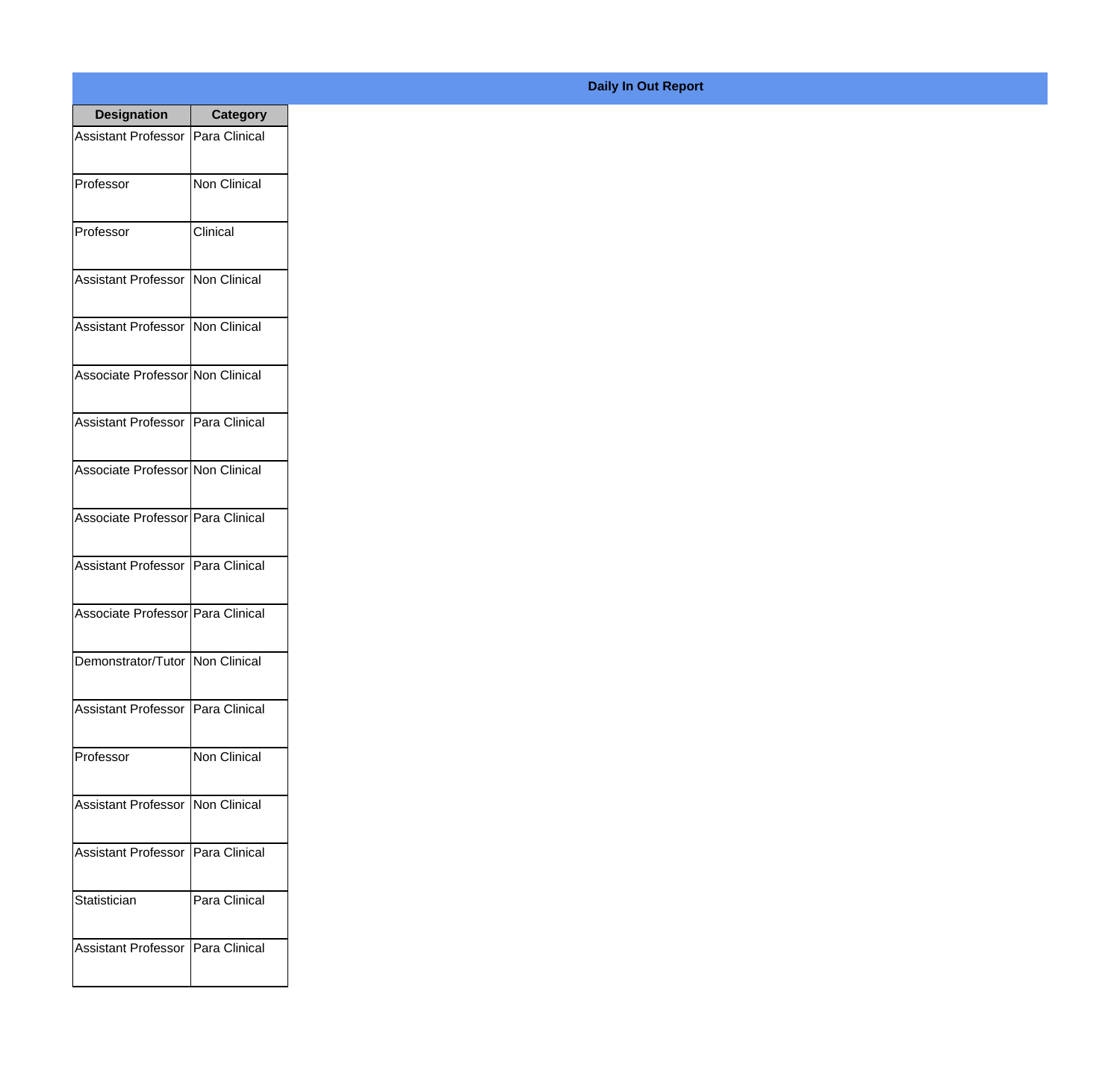**Daily In Out Report**

| Designation | Category |
| --- | --- |
| Assistant Professor | Para Clinical |
| Professor | Non Clinical |
| Professor | Clinical |
| Assistant Professor | Non Clinical |
| Assistant Professor | Non Clinical |
| Associate Professor | Non Clinical |
| Assistant Professor | Para Clinical |
| Associate Professor | Non Clinical |
| Associate Professor | Para Clinical |
| Assistant Professor | Para Clinical |
| Associate Professor | Para Clinical |
| Demonstrator/Tutor | Non Clinical |
| Assistant Professor | Para Clinical |
| Professor | Non Clinical |
| Assistant Professor | Non Clinical |
| Assistant Professor | Para Clinical |
| Statistician | Para Clinical |
| Assistant Professor | Para Clinical |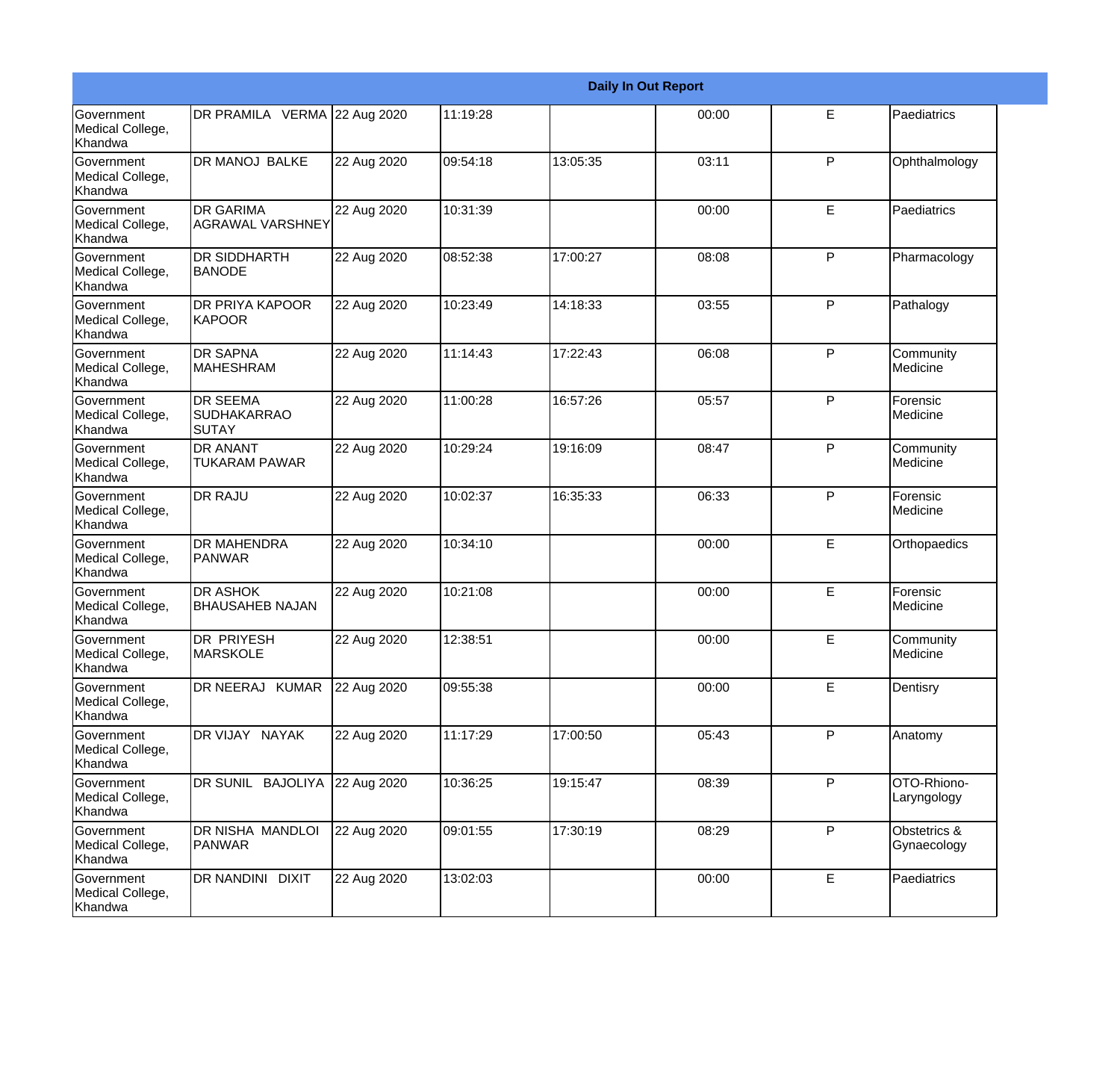| Daily In Out Report | | | | | | | |
|---|---|---|---|---|---|---|---|
| Government Medical College, Khandwa | DR PRAMILA VERMA | 22 Aug 2020 | 11:19:28 | | 00:00 | E | Paediatrics |
| Government Medical College, Khandwa | DR MANOJ BALKE | 22 Aug 2020 | 09:54:18 | 13:05:35 | 03:11 | P | Ophthalmology |
| Government Medical College, Khandwa | DR GARIMA AGRAWAL VARSHNEY | 22 Aug 2020 | 10:31:39 | | 00:00 | E | Paediatrics |
| Government Medical College, Khandwa | DR SIDDHARTH BANODE | 22 Aug 2020 | 08:52:38 | 17:00:27 | 08:08 | P | Pharmacology |
| Government Medical College, Khandwa | DR PRIYA KAPOOR KAPOOR | 22 Aug 2020 | 10:23:49 | 14:18:33 | 03:55 | P | Pathalogy |
| Government Medical College, Khandwa | DR SAPNA MAHESHRAM | 22 Aug 2020 | 11:14:43 | 17:22:43 | 06:08 | P | Community Medicine |
| Government Medical College, Khandwa | DR SEEMA SUDHAKARRAO SUTAY | 22 Aug 2020 | 11:00:28 | 16:57:26 | 05:57 | P | Forensic Medicine |
| Government Medical College, Khandwa | DR ANANT TUKARAM PAWAR | 22 Aug 2020 | 10:29:24 | 19:16:09 | 08:47 | P | Community Medicine |
| Government Medical College, Khandwa | DR RAJU | 22 Aug 2020 | 10:02:37 | 16:35:33 | 06:33 | P | Forensic Medicine |
| Government Medical College, Khandwa | DR MAHENDRA PANWAR | 22 Aug 2020 | 10:34:10 | | 00:00 | E | Orthopaedics |
| Government Medical College, Khandwa | DR ASHOK BHAUSAHEB NAJAN | 22 Aug 2020 | 10:21:08 | | 00:00 | E | Forensic Medicine |
| Government Medical College, Khandwa | DR PRIYESH MARSKOLE | 22 Aug 2020 | 12:38:51 | | 00:00 | E | Community Medicine |
| Government Medical College, Khandwa | DR NEERAJ KUMAR | 22 Aug 2020 | 09:55:38 | | 00:00 | E | Dentisry |
| Government Medical College, Khandwa | DR VIJAY NAYAK | 22 Aug 2020 | 11:17:29 | 17:00:50 | 05:43 | P | Anatomy |
| Government Medical College, Khandwa | DR SUNIL BAJOLIYA | 22 Aug 2020 | 10:36:25 | 19:15:47 | 08:39 | P | OTO-Rhiono-Laryngology |
| Government Medical College, Khandwa | DR NISHA MANDLOI PANWAR | 22 Aug 2020 | 09:01:55 | 17:30:19 | 08:29 | P | Obstetrics & Gynaecology |
| Government Medical College, Khandwa | DR NANDINI DIXIT | 22 Aug 2020 | 13:02:03 | | 00:00 | E | Paediatrics |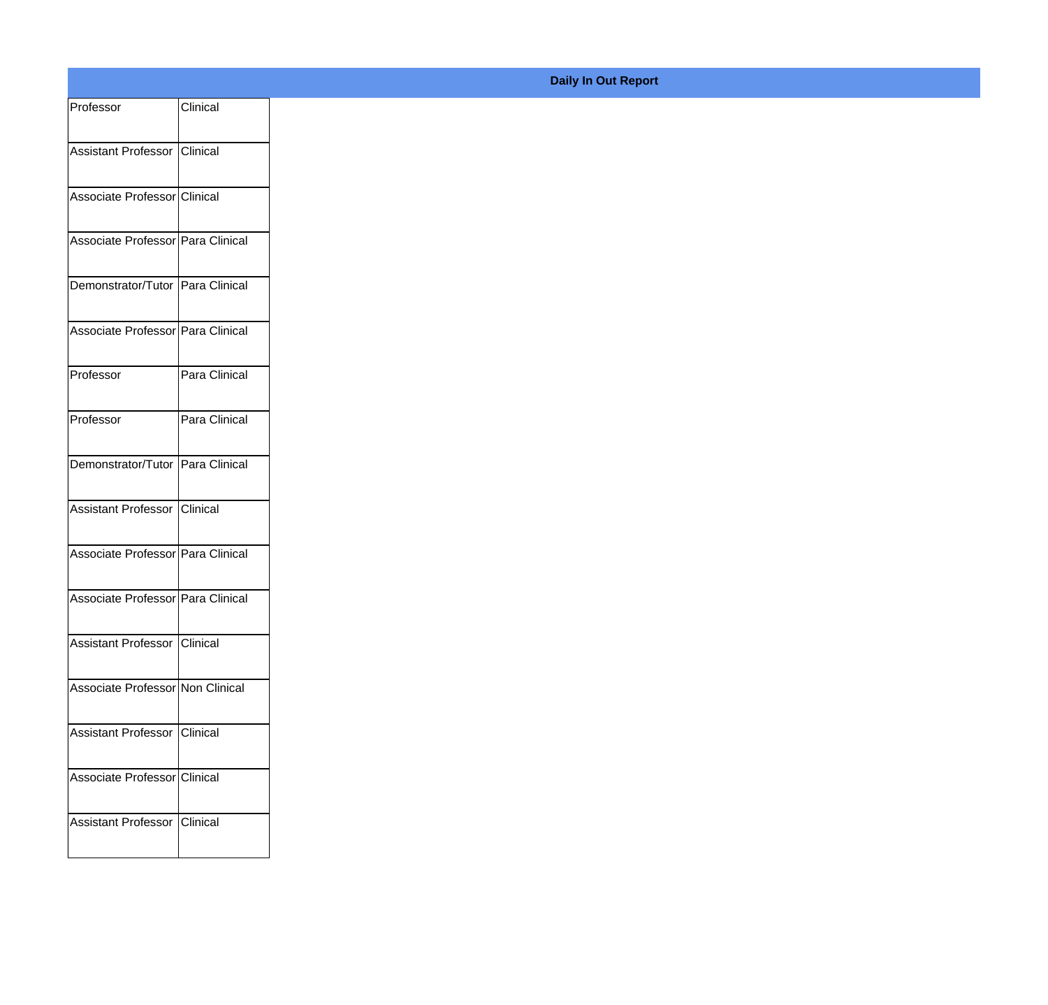**Daily In Out Report**

| | |
|---|---|
| Professor | Clinical |
| Assistant Professor | Clinical |
| Associate Professor | Clinical |
| Associate Professor | Para Clinical |
| Demonstrator/Tutor | Para Clinical |
| Associate Professor | Para Clinical |
| Professor | Para Clinical |
| Professor | Para Clinical |
| Demonstrator/Tutor | Para Clinical |
| Assistant Professor | Clinical |
| Associate Professor | Para Clinical |
| Associate Professor | Para Clinical |
| Assistant Professor | Clinical |
| Associate Professor | Non Clinical |
| Assistant Professor | Clinical |
| Associate Professor | Clinical |
| Assistant Professor | Clinical |